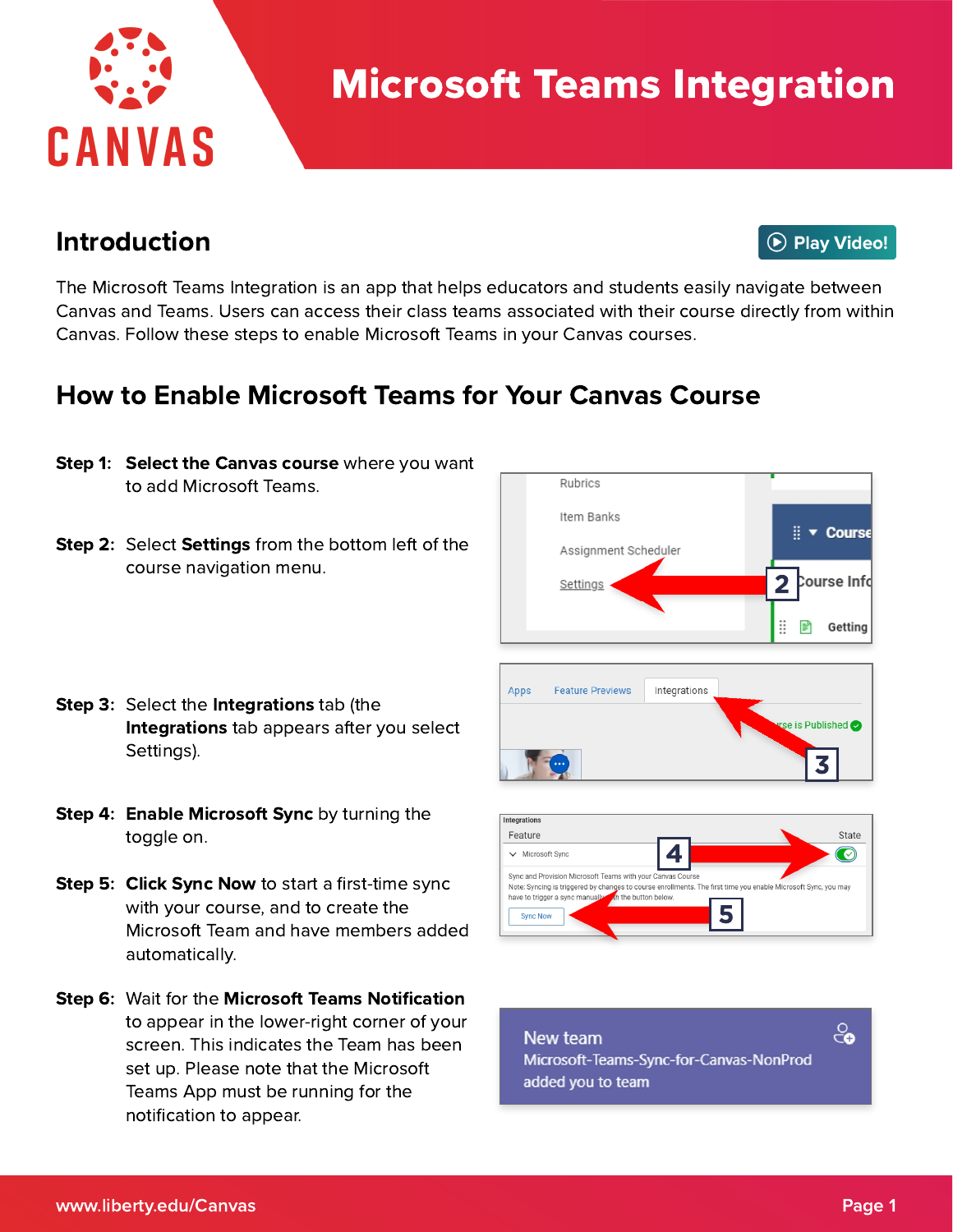# Microsoft Teams Integration

## Introduction

The Microsoft Teams Integration is an app that helps educators and students easily navigate between Canvas and Teams. Users can access their class teams associated with their course directly from within Canvas. Follow these steps to enable Microsoft Teams in your Canvas courses.

## How to Enable Microsoft Teams for Your Canvas Course

**Step 1:** **Select the Canvas course** where you want to add Microsoft Teams.

**Step 2:** Select **Settings** from the bottom left of the course navigation menu.

**Step 3:** Select the **Integrations** tab (the **Integrations** tab appears after you select Settings).

**Step 4:** **Enable Microsoft Sync** by turning the toggle on.

**Step 5:** **Click Sync Now** to start a first-time sync with your course, and to create the Microsoft Team and have members added automatically.

**Step 6:** Wait for the **Microsoft Teams Notification** to appear in the lower-right corner of your screen. This indicates the Team has been set up. Please note that the Microsoft Teams App must be running for the notification to appear.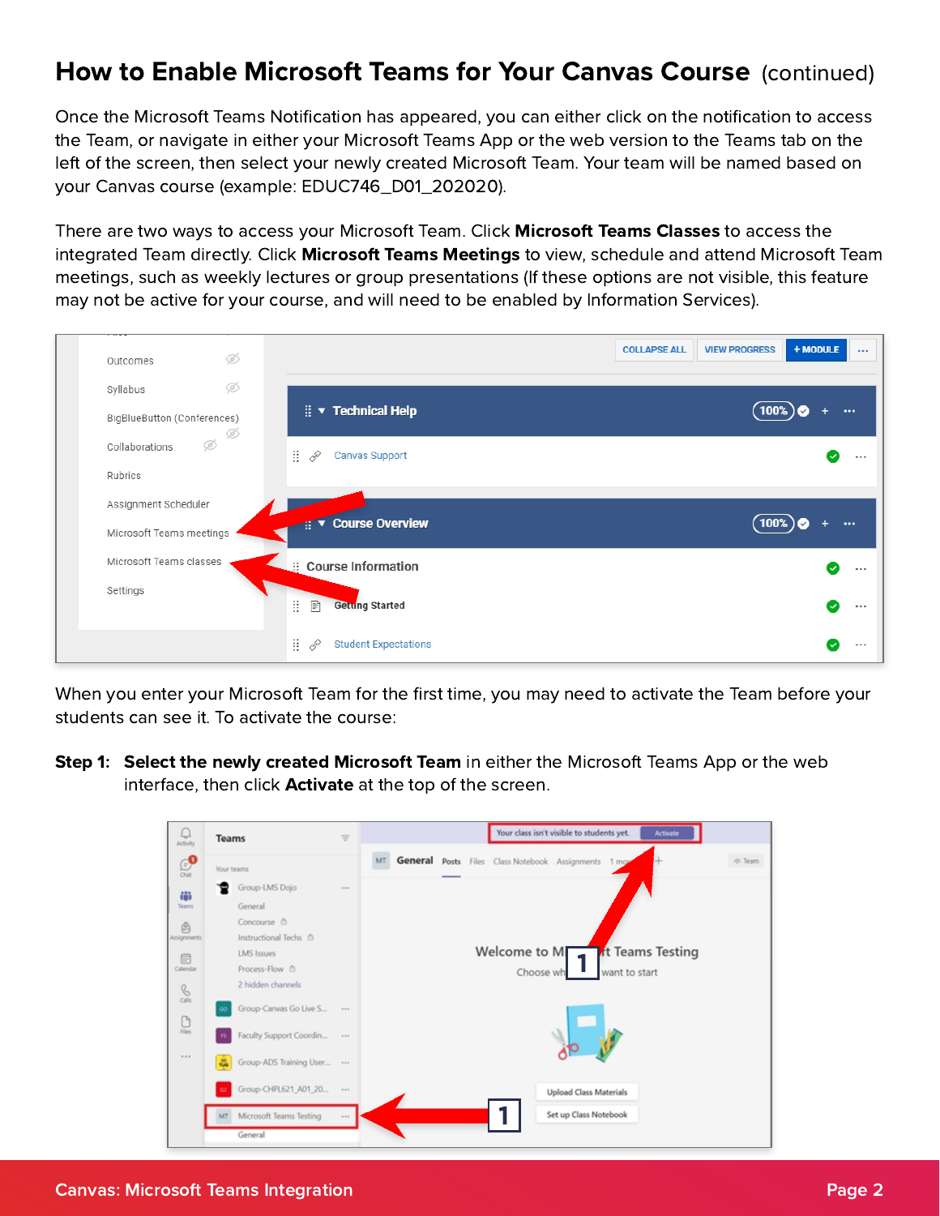## How to Enable Microsoft Teams for Your Canvas Course (continued)

Once the Microsoft Teams Notification has appeared, you can either click on the notification to access the Team, or navigate in either your Microsoft Teams App or the web version to the Teams tab on the left of the screen, then select your newly created Microsoft Team. Your team will be named based on your Canvas course (example: EDUC746_D01_202020).

There are two ways to access your Microsoft Team. Click **Microsoft Teams Classes** to access the integrated Team directly. Click **Microsoft Teams Meetings** to view, schedule and attend Microsoft Team meetings, such as weekly lectures or group presentations (If these options are not visible, this feature may not be active for your course, and will need to be enabled by Information Services).

When you enter your Microsoft Team for the first time, you may need to activate the Team before your students can see it. To activate the course:

**Step 1:** **Select the newly created Microsoft Team** in either the Microsoft Teams App or the web interface, then click **Activate** at the top of the screen.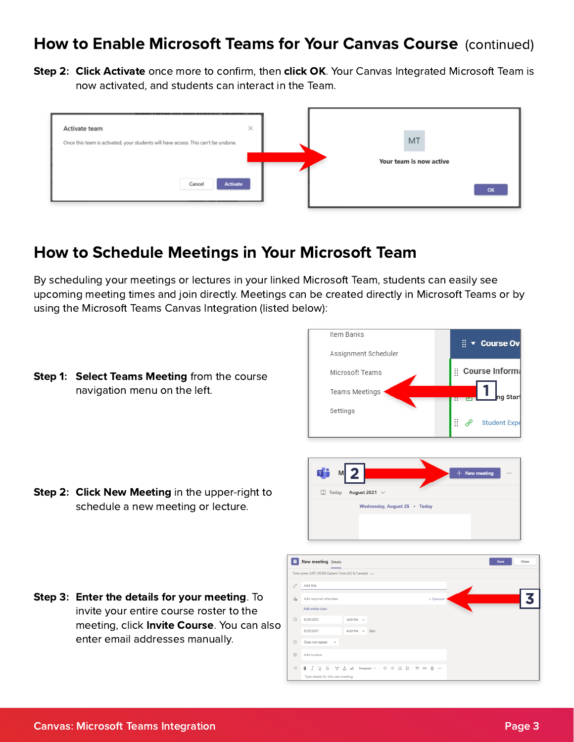## How to Enable Microsoft Teams for Your Canvas Course (continued)

**Step 2:** **Click Activate** once more to confirm, then **click OK**. Your Canvas Integrated Microsoft Team is now activated, and students can interact in the Team.

## How to Schedule Meetings in Your Microsoft Team

By scheduling your meetings or lectures in your linked Microsoft Team, students can easily see upcoming meeting times and join directly. Meetings can be created directly in Microsoft Teams or by using the Microsoft Teams Canvas Integration (listed below):

**Step 1:** **Select Teams Meeting** from the course navigation menu on the left.

**Step 2:** **Click New Meeting** in the upper-right to schedule a new meeting or lecture.

**Step 3:** **Enter the details for your meeting**. To invite your entire course roster to the meeting, click **Invite Course**. You can also enter email addresses manually.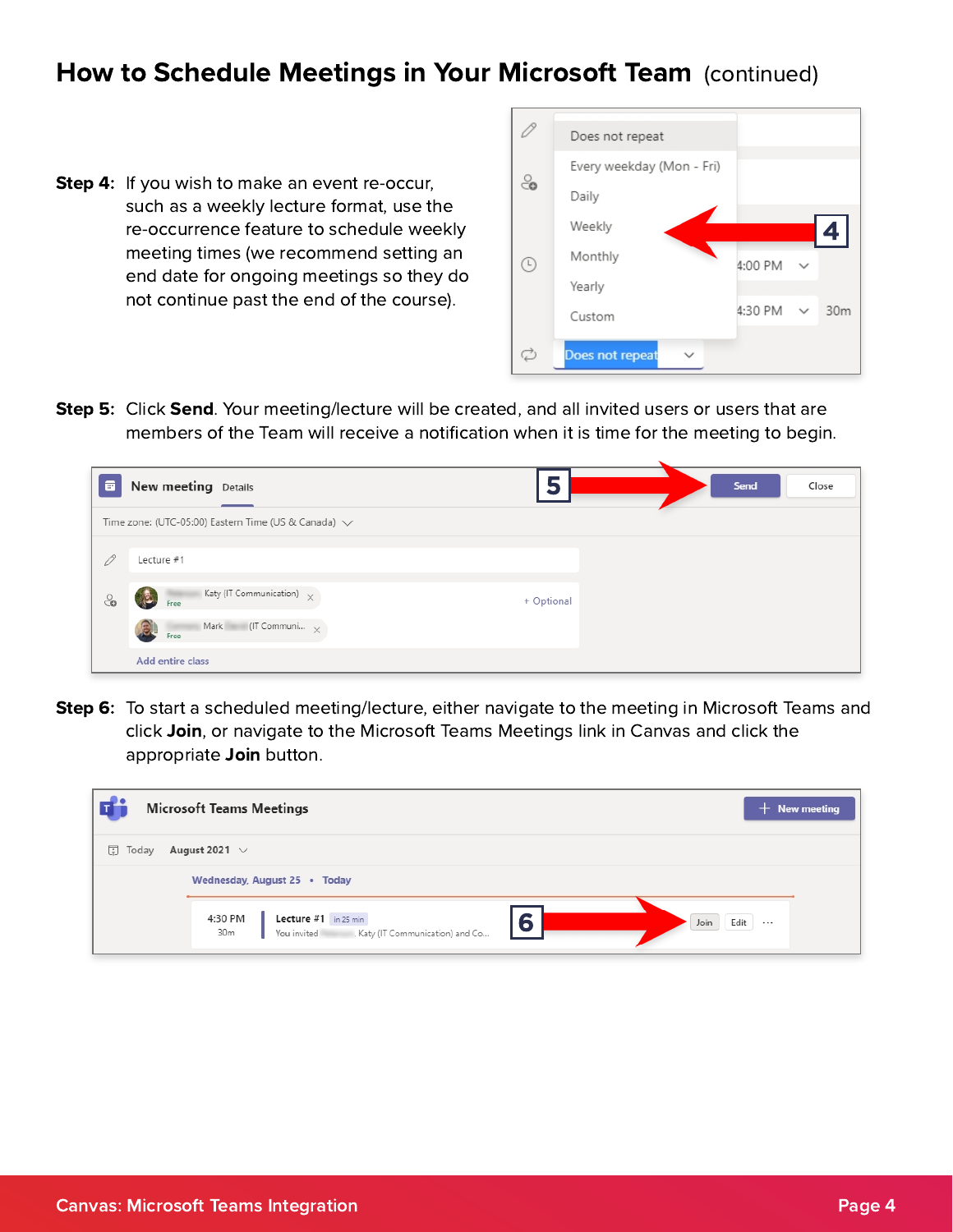## How to Schedule Meetings in Your Microsoft Team (continued)

**Step 4:** If you wish to make an event re-occur, such as a weekly lecture format, use the re-occurrence feature to schedule weekly meeting times (we recommend setting an end date for ongoing meetings so they do not continue past the end of the course).

**Step 5:** Click **Send**. Your meeting/lecture will be created, and all invited users or users that are members of the Team will receive a notification when it is time for the meeting to begin.

**Step 6:** To start a scheduled meeting/lecture, either navigate to the meeting in Microsoft Teams and click **Join**, or navigate to the Microsoft Teams Meetings link in Canvas and click the appropriate **Join** button.